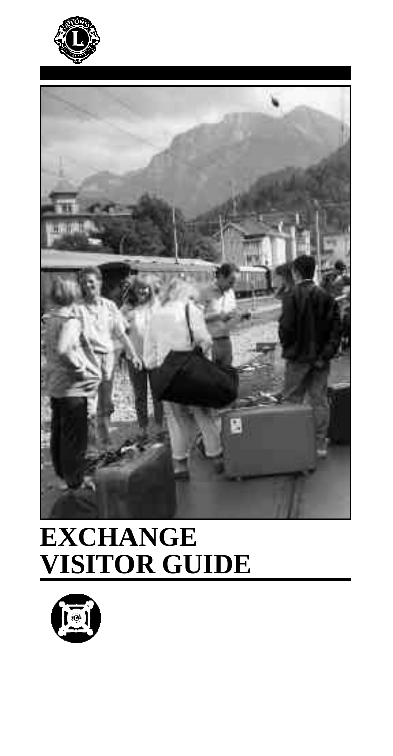# EXCHANGE VISITOR GUIDE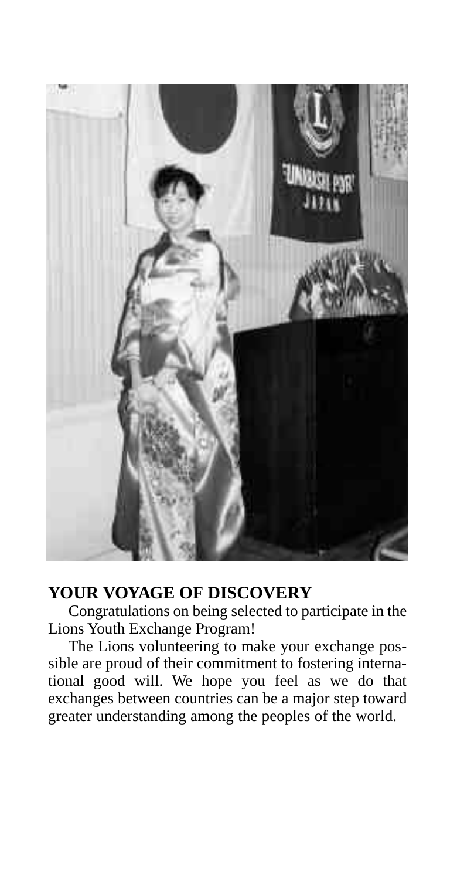## YOUR VOYAGE OF DISCOVERY

Congratulations on being selected to participate in the Lions Youth Exchange Program!

The Lions volunteering to make your exchange possible are proud of their commitment to fostering international good will. We hope you feel as we do that exchanges between countries can be a major step toward greater understanding among the peoples of the world.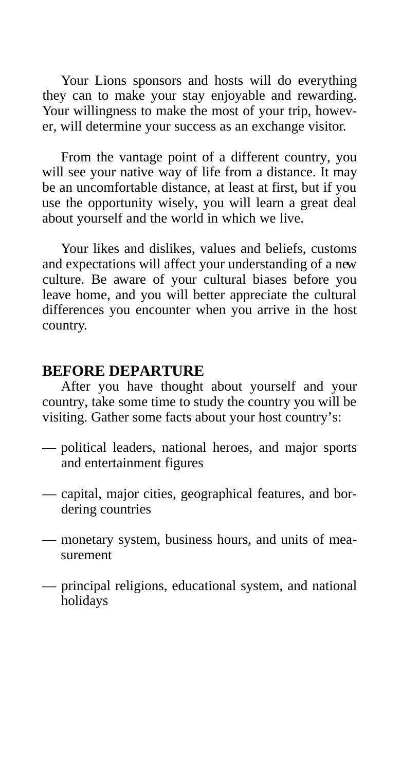Your Lions sponsors and hosts will do everything they can to make your stay enjoyable and rewarding. Your willingness to make the most of your trip, however, will determine your success as an exchange visitor.

From the vantage point of a different country, you will see your native way of life from a distance. It may be an uncomfortable distance, at least at first, but if you use the opportunity wisely, you will learn a great deal about yourself and the world in which we live.

Your likes and dislikes, values and beliefs, customs and expectations will affect your understanding of a new culture. Be aware of your cultural biases before you leave home, and you will better appreciate the cultural differences you encounter when you arrive in the host country.

## BEFORE DEPARTURE

After you have thought about yourself and your country, take some time to study the country you will be visiting. Gather some facts about your host country's:

- political leaders, national heroes, and major sports and entertainment figures
- capital, major cities, geographical features, and bordering countries
- monetary system, business hours, and units of measurement
- principal religions, educational system, and national holidays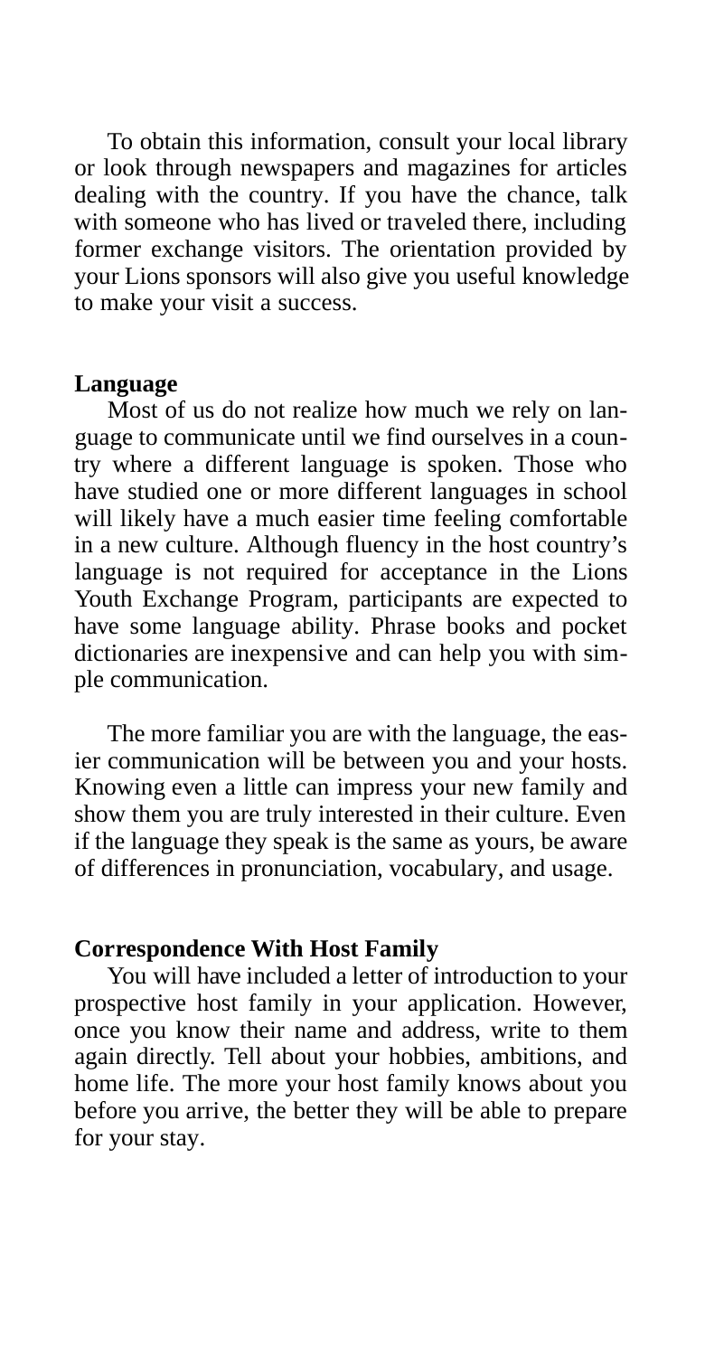To obtain this information, consult your local library or look through newspapers and magazines for articles dealing with the country. If you have the chance, talk with someone who has lived or traveled there, including former exchange visitors. The orientation provided by your Lions sponsors will also give you useful knowledge to make your visit a success.

**Language**

Most of us do not realize how much we rely on language to communicate until we find ourselves in a country where a different language is spoken. Those who have studied one or more different languages in school will likely have a much easier time feeling comfortable in a new culture. Although fluency in the host country's language is not required for acceptance in the Lions Youth Exchange Program, participants are expected to have some language ability. Phrase books and pocket dictionaries are inexpensive and can help you with simple communication.

The more familiar you are with the language, the easier communication will be between you and your hosts. Knowing even a little can impress your new family and show them you are truly interested in their culture. Even if the language they speak is the same as yours, be aware of differences in pronunciation, vocabulary, and usage.

**Correspondence With Host Family**

You will have included a letter of introduction to your prospective host family in your application. However, once you know their name and address, write to them again directly. Tell about your hobbies, ambitions, and home life. The more your host family knows about you before you arrive, the better they will be able to prepare for your stay.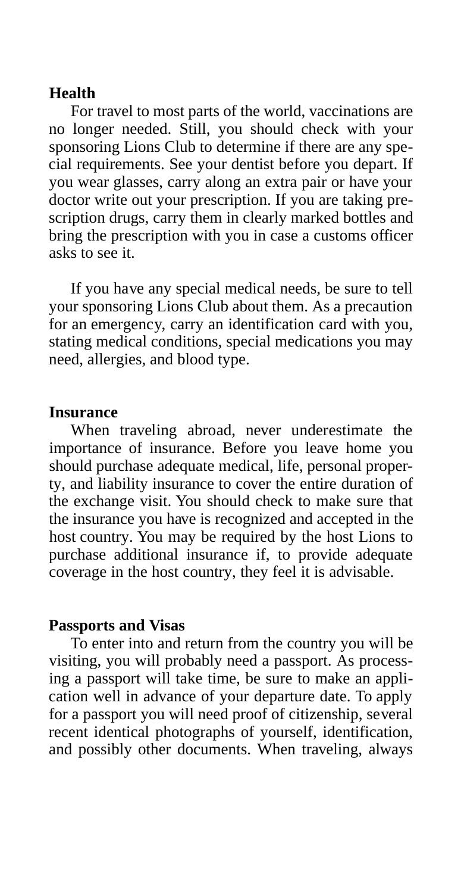**Health**

For travel to most parts of the world, vaccinations are no longer needed. Still, you should check with your sponsoring Lions Club to determine if there are any special requirements. See your dentist before you depart. If you wear glasses, carry along an extra pair or have your doctor write out your prescription. If you are taking prescription drugs, carry them in clearly marked bottles and bring the prescription with you in case a customs officer asks to see it.

If you have any special medical needs, be sure to tell your sponsoring Lions Club about them. As a precaution for an emergency, carry an identification card with you, stating medical conditions, special medications you may need, allergies, and blood type.

**Insurance**

When traveling abroad, never underestimate the importance of insurance. Before you leave home you should purchase adequate medical, life, personal property, and liability insurance to cover the entire duration of the exchange visit. You should check to make sure that the insurance you have is recognized and accepted in the host country. You may be required by the host Lions to purchase additional insurance if, to provide adequate coverage in the host country, they feel it is advisable.

**Passports and Visas**

To enter into and return from the country you will be visiting, you will probably need a passport. As processing a passport will take time, be sure to make an application well in advance of your departure date. To apply for a passport you will need proof of citizenship, several recent identical photographs of yourself, identification, and possibly other documents. When traveling, always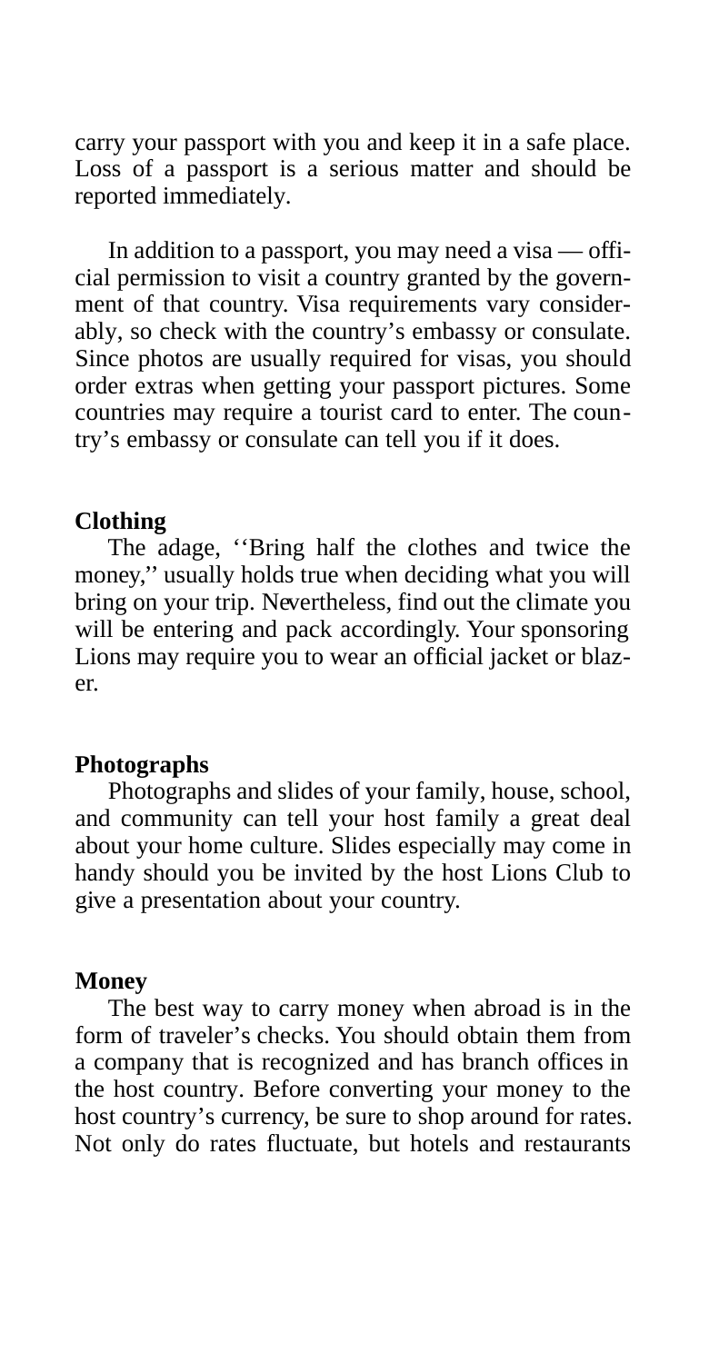carry your passport with you and keep it in a safe place. Loss of a passport is a serious matter and should be reported immediately.

In addition to a passport, you may need a visa — official permission to visit a country granted by the government of that country. Visa requirements vary considerably, so check with the country's embassy or consulate. Since photos are usually required for visas, you should order extras when getting your passport pictures. Some countries may require a tourist card to enter. The country's embassy or consulate can tell you if it does.

### Clothing

The adage, ''Bring half the clothes and twice the money,'' usually holds true when deciding what you will bring on your trip. Nevertheless, find out the climate you will be entering and pack accordingly. Your sponsoring Lions may require you to wear an official jacket or blazer.

### Photographs

Photographs and slides of your family, house, school, and community can tell your host family a great deal about your home culture. Slides especially may come in handy should you be invited by the host Lions Club to give a presentation about your country.

### Money

The best way to carry money when abroad is in the form of traveler's checks. You should obtain them from a company that is recognized and has branch offices in the host country. Before converting your money to the host country's currency, be sure to shop around for rates. Not only do rates fluctuate, but hotels and restaurants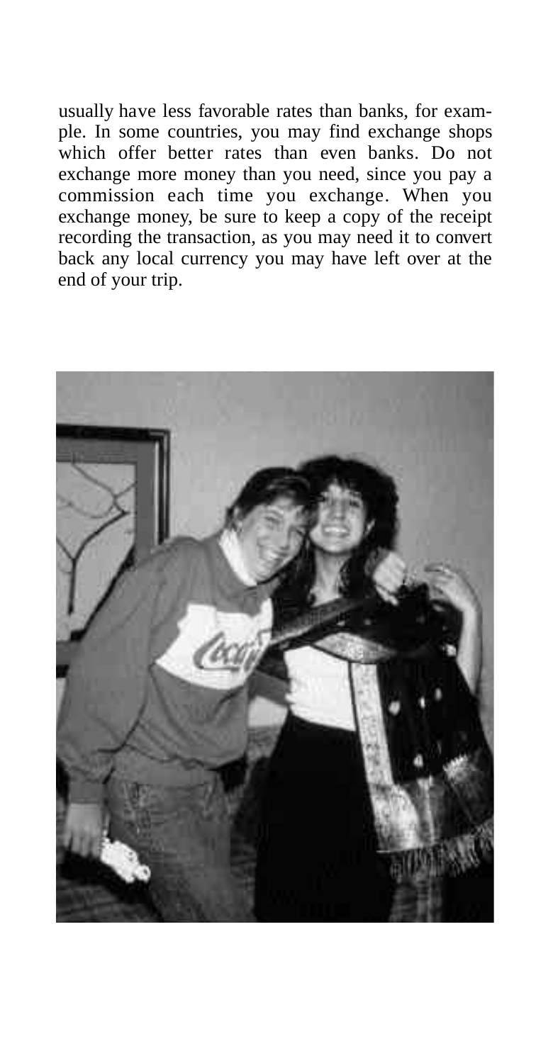usually have less favorable rates than banks, for example. In some countries, you may find exchange shops which offer better rates than even banks. Do not exchange more money than you need, since you pay a commission each time you exchange. When you exchange money, be sure to keep a copy of the receipt recording the transaction, as you may need it to convert back any local currency you may have left over at the end of your trip.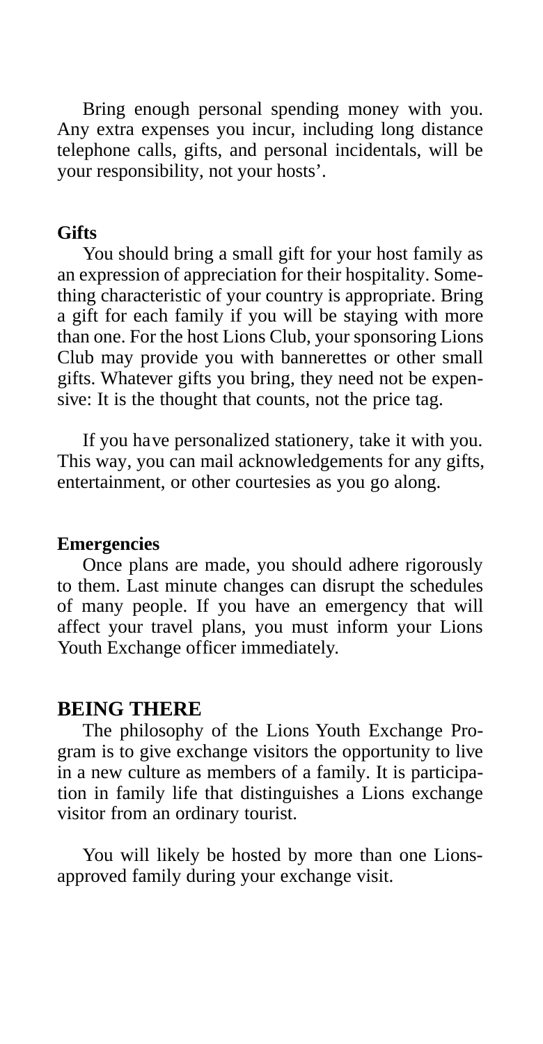Bring enough personal spending money with you. Any extra expenses you incur, including long distance telephone calls, gifts, and personal incidentals, will be your responsibility, not your hosts'.

### Gifts

You should bring a small gift for your host family as an expression of appreciation for their hospitality. Something characteristic of your country is appropriate. Bring a gift for each family if you will be staying with more than one. For the host Lions Club, your sponsoring Lions Club may provide you with bannerettes or other small gifts. Whatever gifts you bring, they need not be expensive: It is the thought that counts, not the price tag.

If you have personalized stationery, take it with you. This way, you can mail acknowledgements for any gifts, entertainment, or other courtesies as you go along.

### Emergencies

Once plans are made, you should adhere rigorously to them. Last minute changes can disrupt the schedules of many people. If you have an emergency that will affect your travel plans, you must inform your Lions Youth Exchange officer immediately.

## BEING THERE

The philosophy of the Lions Youth Exchange Program is to give exchange visitors the opportunity to live in a new culture as members of a family. It is participation in family life that distinguishes a Lions exchange visitor from an ordinary tourist.

You will likely be hosted by more than one Lions-approved family during your exchange visit.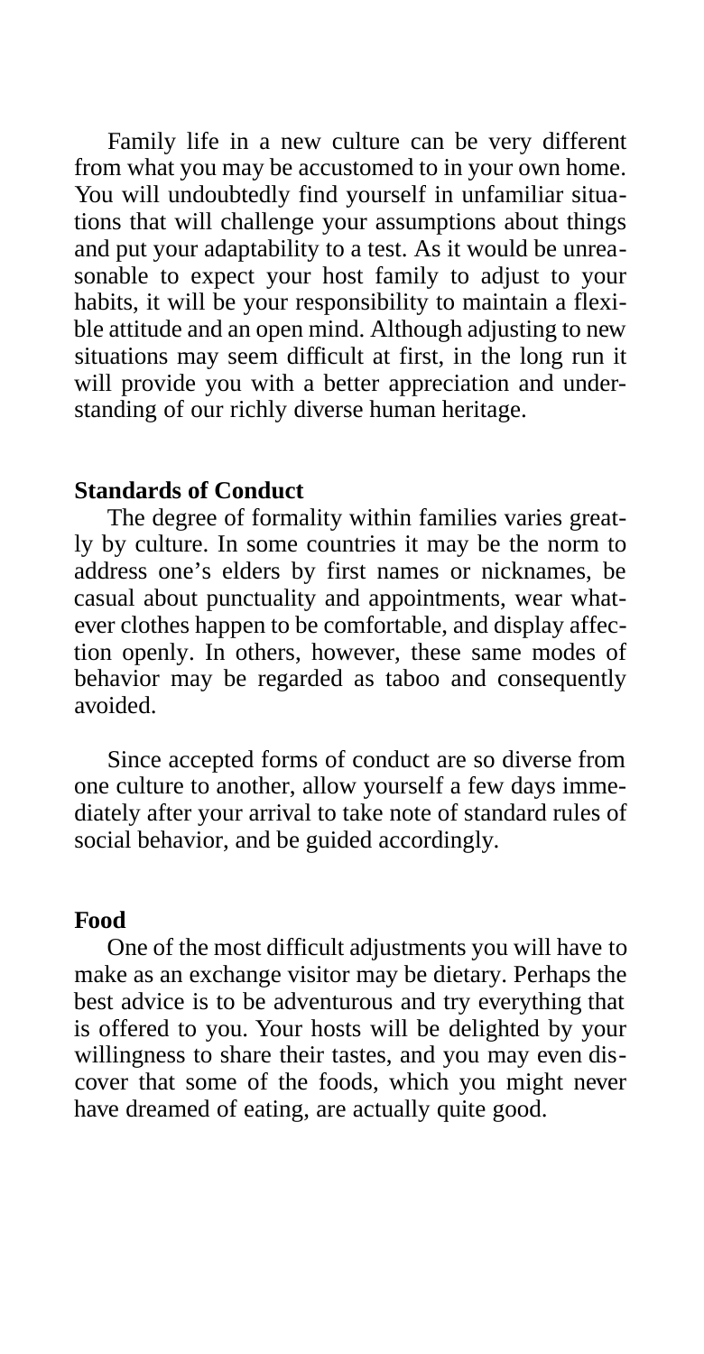Family life in a new culture can be very different from what you may be accustomed to in your own home. You will undoubtedly find yourself in unfamiliar situations that will challenge your assumptions about things and put your adaptability to a test. As it would be unreasonable to expect your host family to adjust to your habits, it will be your responsibility to maintain a flexible attitude and an open mind. Although adjusting to new situations may seem difficult at first, in the long run it will provide you with a better appreciation and understanding of our richly diverse human heritage.

**Standards of Conduct**

The degree of formality within families varies greatly by culture. In some countries it may be the norm to address one's elders by first names or nicknames, be casual about punctuality and appointments, wear whatever clothes happen to be comfortable, and display affection openly. In others, however, these same modes of behavior may be regarded as taboo and consequently avoided.

Since accepted forms of conduct are so diverse from one culture to another, allow yourself a few days immediately after your arrival to take note of standard rules of social behavior, and be guided accordingly.

**Food**

One of the most difficult adjustments you will have to make as an exchange visitor may be dietary. Perhaps the best advice is to be adventurous and try everything that is offered to you. Your hosts will be delighted by your willingness to share their tastes, and you may even discover that some of the foods, which you might never have dreamed of eating, are actually quite good.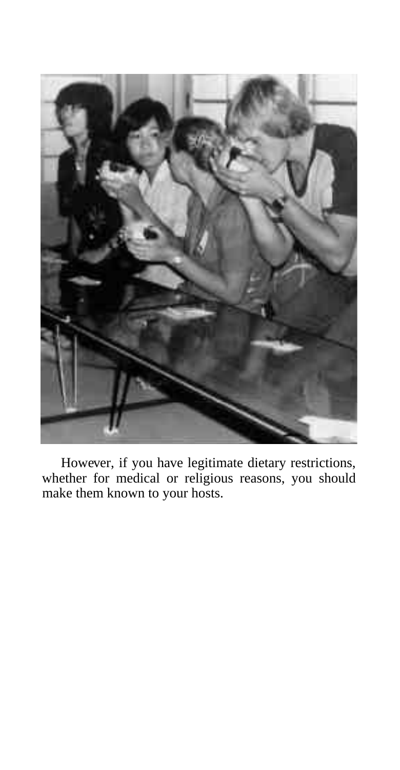However, if you have legitimate dietary restrictions, whether for medical or religious reasons, you should make them known to your hosts.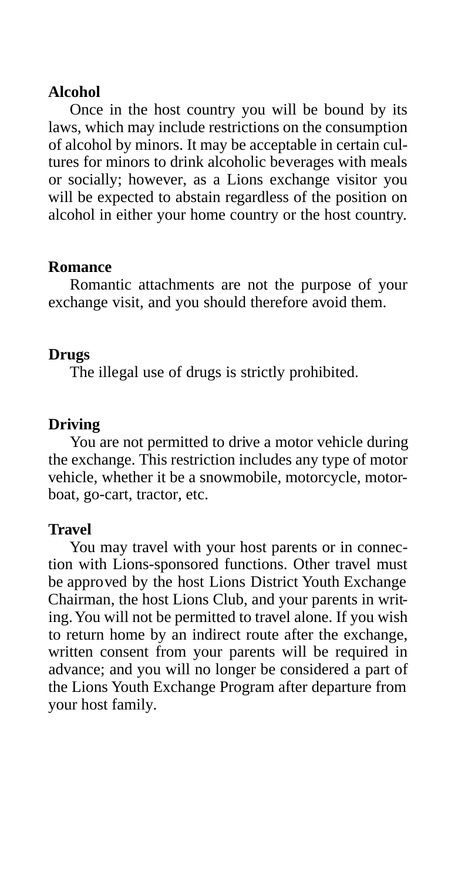**Alcohol**

Once in the host country you will be bound by its laws, which may include restrictions on the consumption of alcohol by minors. It may be acceptable in certain cultures for minors to drink alcoholic beverages with meals or socially; however, as a Lions exchange visitor you will be expected to abstain regardless of the position on alcohol in either your home country or the host country.

**Romance**

Romantic attachments are not the purpose of your exchange visit, and you should therefore avoid them.

**Drugs**

The illegal use of drugs is strictly prohibited.

**Driving**

You are not permitted to drive a motor vehicle during the exchange. This restriction includes any type of motor vehicle, whether it be a snowmobile, motorcycle, motorboat, go-cart, tractor, etc.

**Travel**

You may travel with your host parents or in connection with Lions-sponsored functions. Other travel must be approved by the host Lions District Youth Exchange Chairman, the host Lions Club, and your parents in writing. You will not be permitted to travel alone. If you wish to return home by an indirect route after the exchange, written consent from your parents will be required in advance; and you will no longer be considered a part of the Lions Youth Exchange Program after departure from your host family.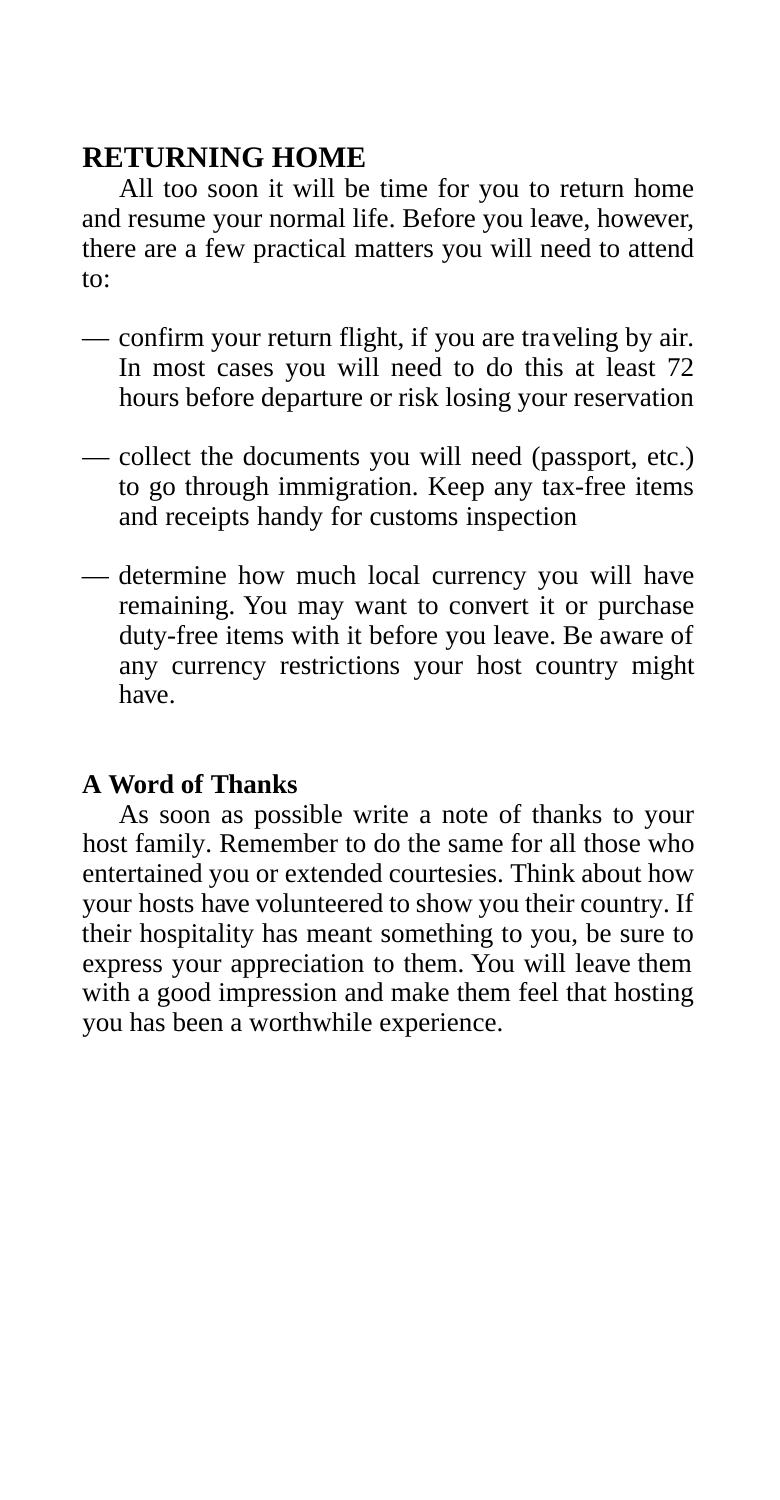## RETURNING HOME

All too soon it will be time for you to return home and resume your normal life. Before you leave, however, there are a few practical matters you will need to attend to:

- confirm your return flight, if you are traveling by air. In most cases you will need to do this at least 72 hours before departure or risk losing your reservation
- collect the documents you will need (passport, etc.) to go through immigration. Keep any tax-free items and receipts handy for customs inspection
- determine how much local currency you will have remaining. You may want to convert it or purchase duty-free items with it before you leave. Be aware of any currency restrictions your host country might have.

### A Word of Thanks

As soon as possible write a note of thanks to your host family. Remember to do the same for all those who entertained you or extended courtesies. Think about how your hosts have volunteered to show you their country. If their hospitality has meant something to you, be sure to express your appreciation to them. You will leave them with a good impression and make them feel that hosting you has been a worthwhile experience.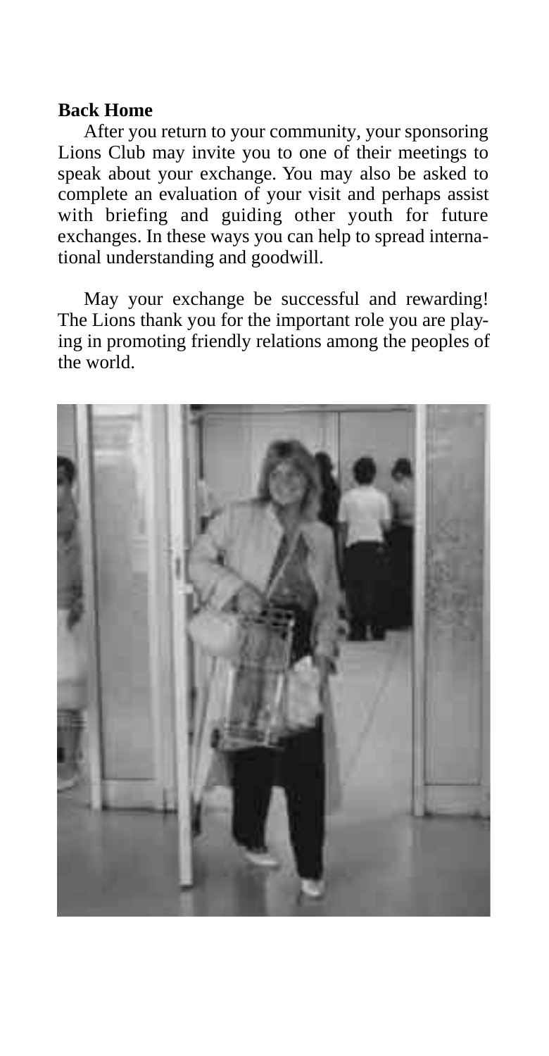**Back Home**

After you return to your community, your sponsoring Lions Club may invite you to one of their meetings to speak about your exchange. You may also be asked to complete an evaluation of your visit and perhaps assist with briefing and guiding other youth for future exchanges. In these ways you can help to spread international understanding and goodwill.

May your exchange be successful and rewarding! The Lions thank you for the important role you are playing in promoting friendly relations among the peoples of the world.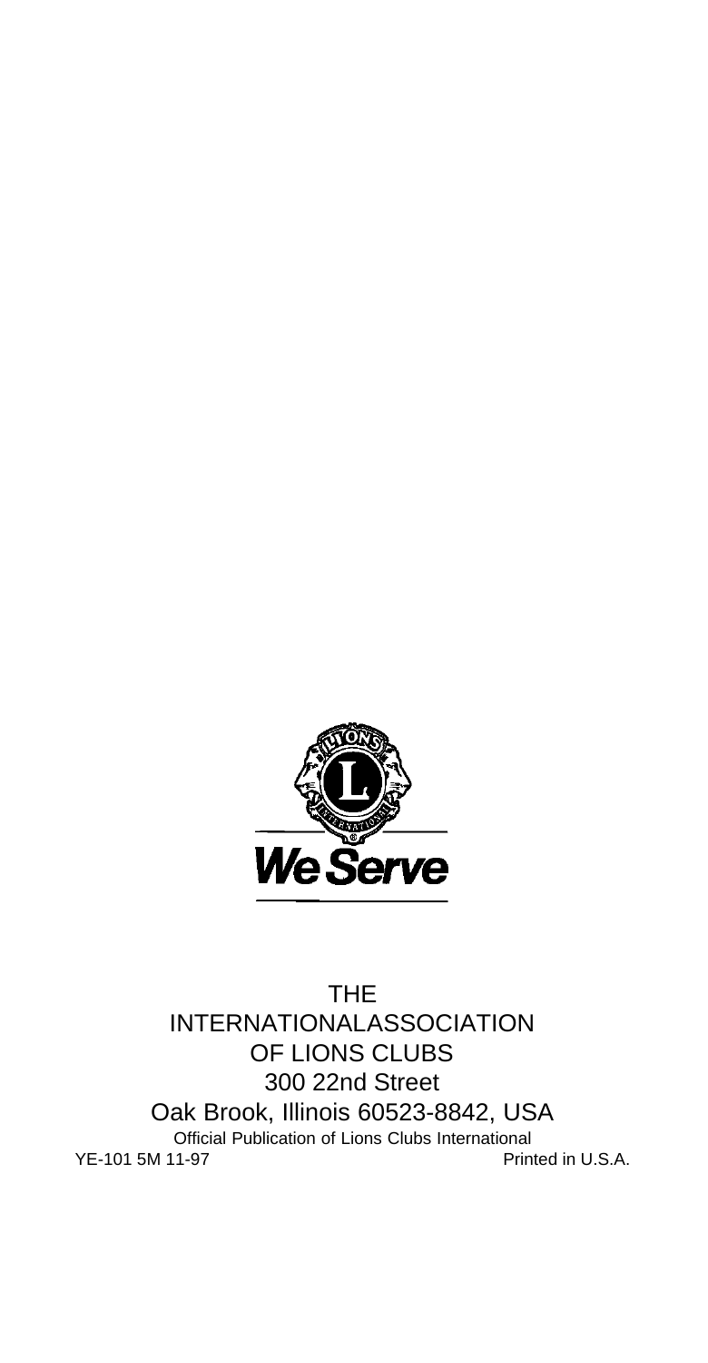We Serve

THE
INTERNATIONALASSOCIATION
OF LIONS CLUBS
300 22nd Street
Oak Brook, Illinois 60523-8842, USA

Official Publication of Lions Clubs International

YE-101 5M 11-97

Printed in U.S.A.